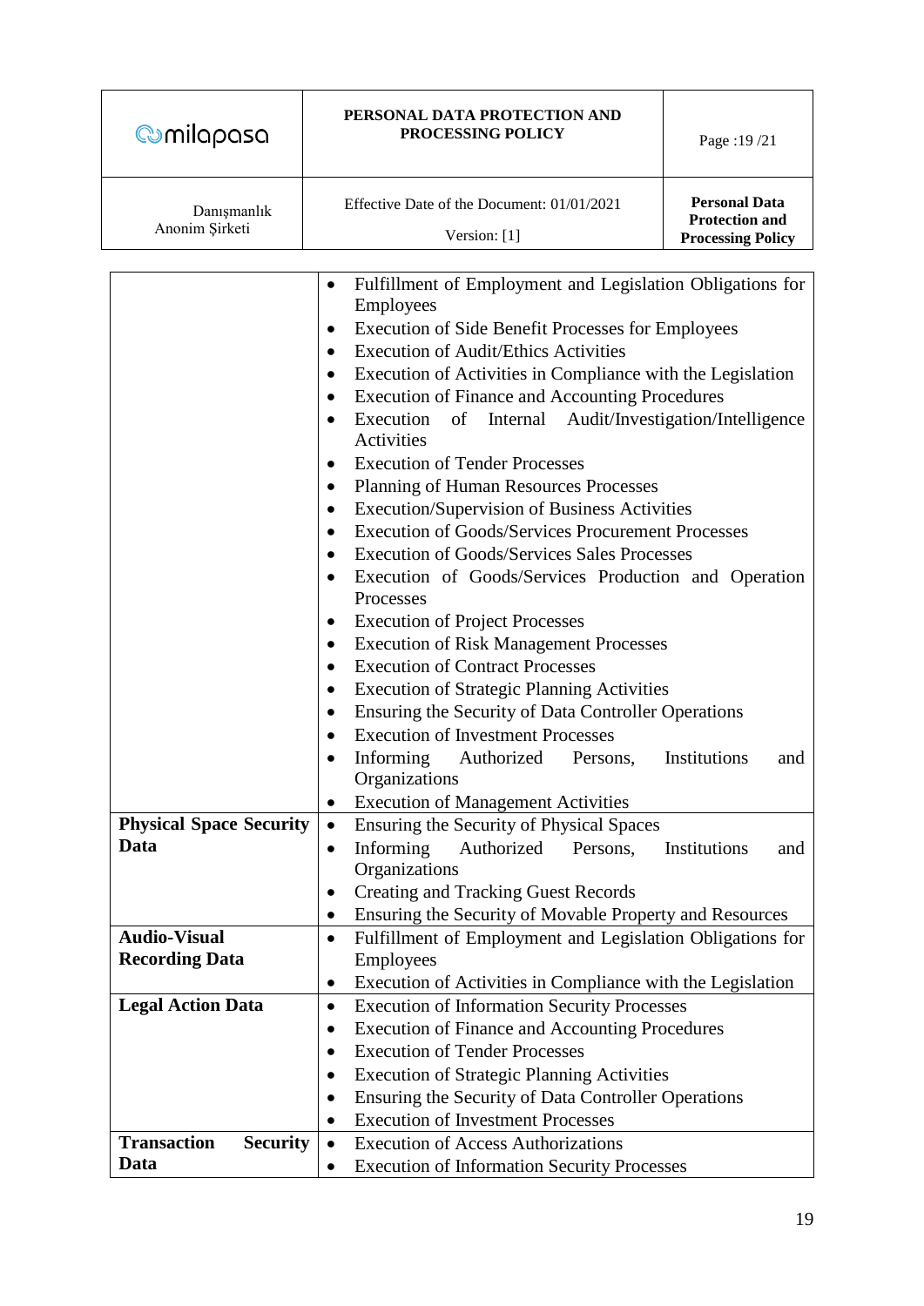| | |
|---|---|
| | • Fulfillment of Employment and Legislation Obligations for Employees<br>• Execution of Side Benefit Processes for Employees<br>• Execution of Audit/Ethics Activities<br>• Execution of Activities in Compliance with the Legislation<br>• Execution of Finance and Accounting Procedures<br>• Execution of Internal Audit/Investigation/Intelligence Activities<br>• Execution of Tender Processes<br>• Planning of Human Resources Processes<br>• Execution/Supervision of Business Activities<br>• Execution of Goods/Services Procurement Processes<br>• Execution of Goods/Services Sales Processes<br>• Execution of Goods/Services Production and Operation Processes<br>• Execution of Project Processes<br>• Execution of Risk Management Processes<br>• Execution of Contract Processes<br>• Execution of Strategic Planning Activities<br>• Ensuring the Security of Data Controller Operations<br>• Execution of Investment Processes<br>• Informing Authorized Persons, Institutions and Organizations<br>• Execution of Management Activities |
| **Physical Space Security Data** | • Ensuring the Security of Physical Spaces<br>• Informing Authorized Persons, Institutions and Organizations<br>• Creating and Tracking Guest Records<br>• Ensuring the Security of Movable Property and Resources |
| **Audio-Visual Recording Data** | • Fulfillment of Employment and Legislation Obligations for Employees<br>• Execution of Activities in Compliance with the Legislation |
| **Legal Action Data** | • Execution of Information Security Processes<br>• Execution of Finance and Accounting Procedures<br>• Execution of Tender Processes<br>• Execution of Strategic Planning Activities<br>• Ensuring the Security of Data Controller Operations<br>• Execution of Investment Processes |
| **Transaction Security Data** | • Execution of Access Authorizations<br>• Execution of Information Security Processes |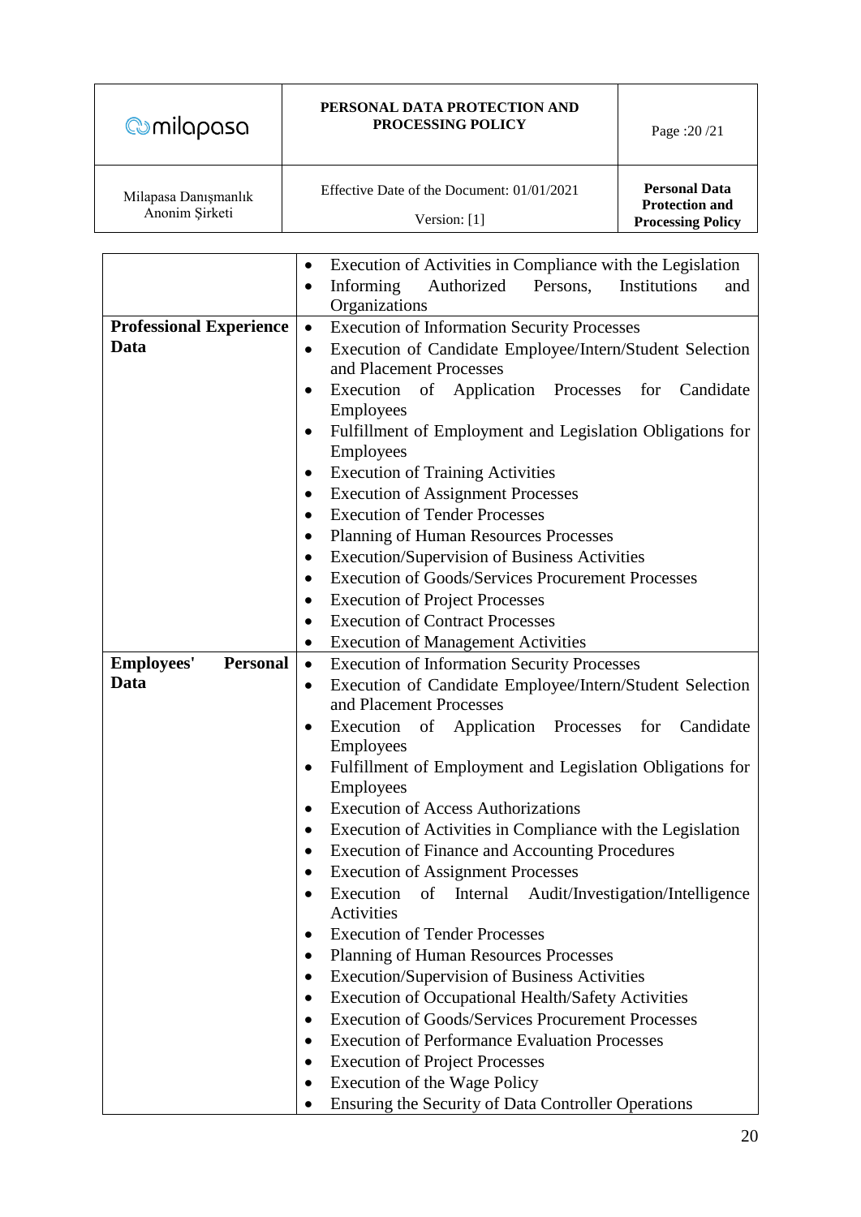| | |
|---|---|
| | • Execution of Activities in Compliance with the Legislation<br>• Informing Authorized Persons, Institutions and Organizations |
| **Professional Experience Data** | • Execution of Information Security Processes<br>• Execution of Candidate Employee/Intern/Student Selection and Placement Processes<br>• Execution of Application Processes for Candidate Employees<br>• Fulfillment of Employment and Legislation Obligations for Employees<br>• Execution of Training Activities<br>• Execution of Assignment Processes<br>• Execution of Tender Processes<br>• Planning of Human Resources Processes<br>• Execution/Supervision of Business Activities<br>• Execution of Goods/Services Procurement Processes<br>• Execution of Project Processes<br>• Execution of Contract Processes<br>• Execution of Management Activities |
| **Employees' Personal Data** | • Execution of Information Security Processes<br>• Execution of Candidate Employee/Intern/Student Selection and Placement Processes<br>• Execution of Application Processes for Candidate Employees<br>• Fulfillment of Employment and Legislation Obligations for Employees<br>• Execution of Access Authorizations<br>• Execution of Activities in Compliance with the Legislation<br>• Execution of Finance and Accounting Procedures<br>• Execution of Assignment Processes<br>• Execution of Internal Audit/Investigation/Intelligence Activities<br>• Execution of Tender Processes<br>• Planning of Human Resources Processes<br>• Execution/Supervision of Business Activities<br>• Execution of Occupational Health/Safety Activities<br>• Execution of Goods/Services Procurement Processes<br>• Execution of Performance Evaluation Processes<br>• Execution of Project Processes<br>• Execution of the Wage Policy<br>• Ensuring the Security of Data Controller Operations |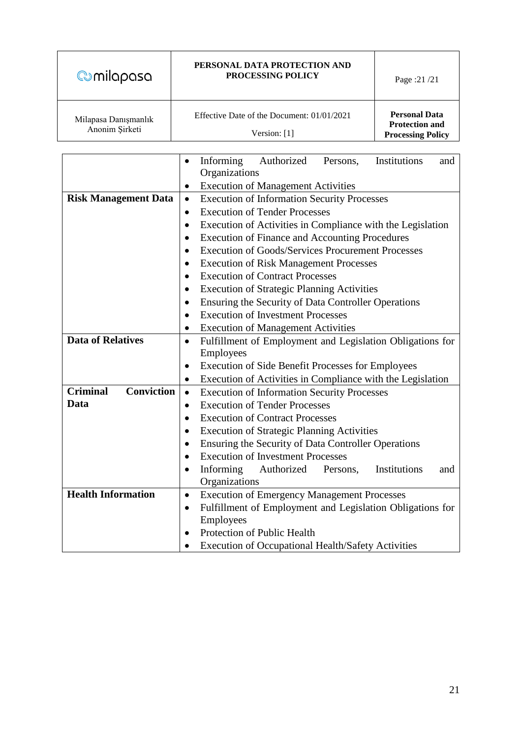| | |
|---|---|
| | • Informing Authorized Persons, Institutions and Organizations<br>• Execution of Management Activities |
| **Risk Management Data** | • Execution of Information Security Processes<br>• Execution of Tender Processes<br>• Execution of Activities in Compliance with the Legislation<br>• Execution of Finance and Accounting Procedures<br>• Execution of Goods/Services Procurement Processes<br>• Execution of Risk Management Processes<br>• Execution of Contract Processes<br>• Execution of Strategic Planning Activities<br>• Ensuring the Security of Data Controller Operations<br>• Execution of Investment Processes<br>• Execution of Management Activities |
| **Data of Relatives** | • Fulfillment of Employment and Legislation Obligations for Employees<br>• Execution of Side Benefit Processes for Employees<br>• Execution of Activities in Compliance with the Legislation |
| **Criminal Conviction Data** | • Execution of Information Security Processes<br>• Execution of Tender Processes<br>• Execution of Contract Processes<br>• Execution of Strategic Planning Activities<br>• Ensuring the Security of Data Controller Operations<br>• Execution of Investment Processes<br>• Informing Authorized Persons, Institutions and Organizations |
| **Health Information** | • Execution of Emergency Management Processes<br>• Fulfillment of Employment and Legislation Obligations for Employees<br>• Protection of Public Health<br>• Execution of Occupational Health/Safety Activities |